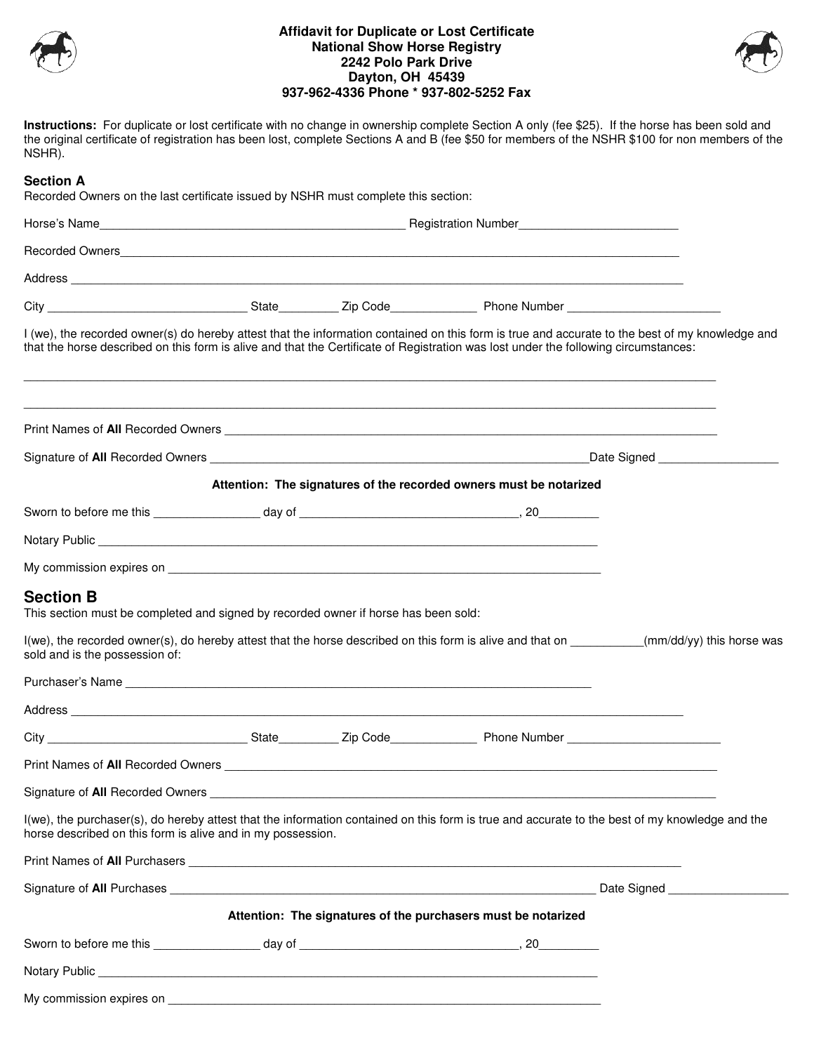**Affidavit for Duplicate or Lost Certificate**
**National Show Horse Registry**
**2242 Polo Park Drive**
**Dayton, OH 45439**
**937-962-4336 Phone * 937-802-5252 Fax**

**Instructions:** For duplicate or lost certificate with no change in ownership complete Section A only (fee $25). If the horse has been sold and the original certificate of registration has been lost, complete Sections A and B (fee $50 for members of the NSHR $100 for non members of the NSHR).

### Section A

Recorded Owners on the last certificate issued by NSHR must complete this section:

Horse's Name_______________________________________________ Registration Number________________________

Recorded Owners___________________________________________________________________________________

Address _________________________________________________________________________________________

City ______________________________ State_________ Zip Code_____________ Phone Number _______________________

I (we), the recorded owner(s) do hereby attest that the information contained on this form is true and accurate to the best of my knowledge and that the horse described on this form is alive and that the Certificate of Registration was lost under the following circumstances:

_________________________________________________________________________________________________

_________________________________________________________________________________________________

Print Names of **All** Recorded Owners ___________________________________________________________________

Signature of **All** Recorded Owners ________________________________________________________Date Signed __________________

**Attention: The signatures of the recorded owners must be notarized**

Sworn to before me this _______________ day of ________________________________, 20_________

Notary Public ____________________________________________________________________________

My commission expires on _________________________________________________________________

## Section B

This section must be completed and signed by recorded owner if horse has been sold:

I(we), the recorded owner(s), do hereby attest that the horse described on this form is alive and that on ___________(mm/dd/yy) this horse was sold and is the possession of:

Purchaser's Name _________________________________________________________________________

Address _________________________________________________________________________________________

City ______________________________ State_________ Zip Code_____________ Phone Number _______________________

Print Names of **All** Recorded Owners ___________________________________________________________________

Signature of **All** Recorded Owners _____________________________________________________________________

I(we), the purchaser(s), do hereby attest that the information contained on this form is true and accurate to the best of my knowledge and the horse described on this form is alive and in my possession.

Print Names of **All** Purchasers _______________________________________________________________________

Signature of **All** Purchases _______________________________________________________________ Date Signed ___________________

**Attention: The signatures of the purchasers must be notarized**

Sworn to before me this _______________ day of ________________________________, 20_________

Notary Public ____________________________________________________________________________

My commission expires on _________________________________________________________________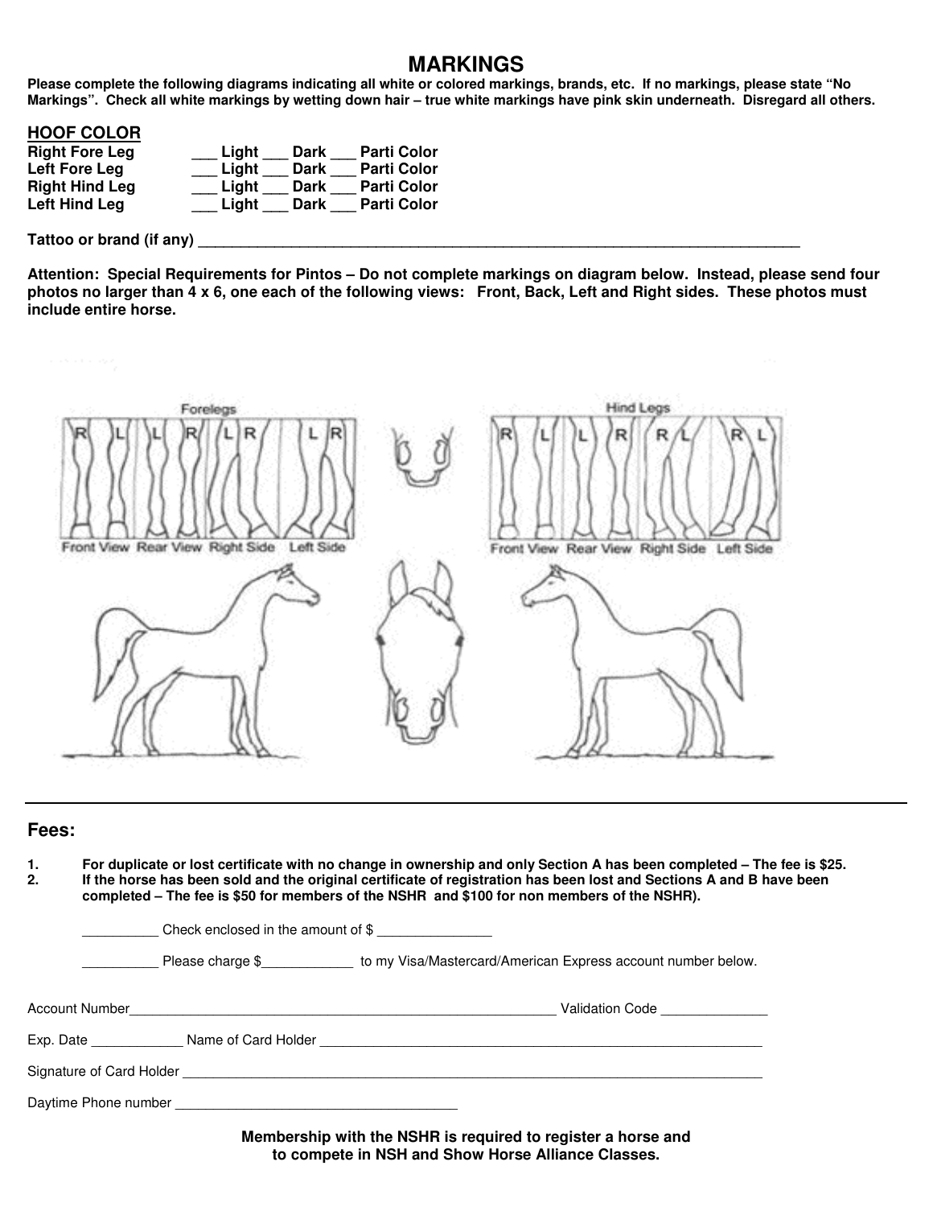# MARKINGS

**Please complete the following diagrams indicating all white or colored markings, brands, etc. If no markings, please state "No Markings". Check all white markings by wetting down hair – true white markings have pink skin underneath. Disregard all others.**

## HOOF COLOR

| | | | |
|---|---|---|---|
| **Right Fore Leg** | ___ **Light** | ___ **Dark** | ___ **Parti Color** |
| **Left Fore Leg** | ___ **Light** | ___ **Dark** | ___ **Parti Color** |
| **Right Hind Leg** | ___ **Light** | ___ **Dark** | ___ **Parti Color** |
| **Left Hind Leg** | ___ **Light** | ___ **Dark** | ___ **Parti Color** |

**Tattoo or brand (if any) ____________________________________________________________________________**

**Attention: Special Requirements for Pintos – Do not complete markings on diagram below. Instead, please send four photos no larger than 4 x 6, one each of the following views: Front, Back, Left and Right sides. These photos must include entire horse.**

Forelegs

R L L R L R L R

Front View Rear View Right Side Left Side

Hind Legs

R L L R R L R L

Front View Rear View Right Side Left Side

---

## Fees:

1. **For duplicate or lost certificate with no change in ownership and only Section A has been completed – The fee is $25.**
2. **If the horse has been sold and the original certificate of registration has been lost and Sections A and B have been completed – The fee is $50 for members of the NSHR and $100 for non members of the NSHR).**

__________ Check enclosed in the amount of $ _______________

__________ Please charge $____________ to my Visa/Mastercard/American Express account number below.

Account Number_________________________________________________________ Validation Code ______________

Exp. Date ____________ Name of Card Holder ____________________________________________________________

Signature of Card Holder _________________________________________________________________________________

Daytime Phone number ______________________________________

**Membership with the NSHR is required to register a horse and to compete in NSH and Show Horse Alliance Classes.**